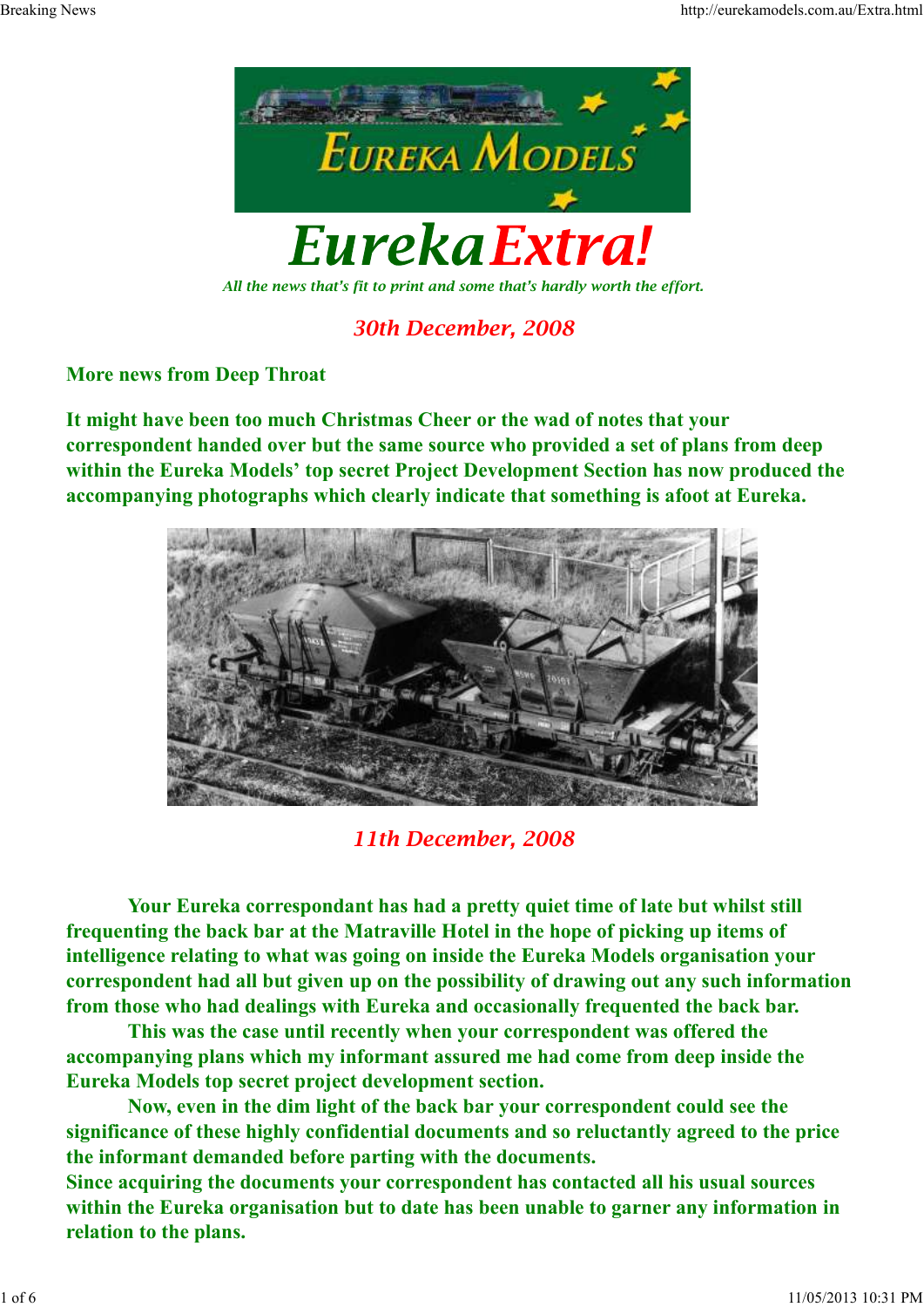# EurekaExtra!

*All the news that's fit to print and some that's hardly worth the effort.*

## *30th December, 2008*

**More news from Deep Throat**

**It might have been too much Christmas Cheer or the wad of notes that your correspondent handed over but the same source who provided a set of plans from deep within the Eureka Models' top secret Project Development Section has now produced the accompanying photographs which clearly indicate that something is afoot at Eureka.**

## *11th December, 2008*

**Your Eureka correspondant has had a pretty quiet time of late but whilst still frequenting the back bar at the Matraville Hotel in the hope of picking up items of intelligence relating to what was going on inside the Eureka Models organisation your correspondent had all but given up on the possibility of drawing out any such information from those who had dealings with Eureka and occasionally frequented the back bar.**

**This was the case until recently when your correspondent was offered the accompanying plans which my informant assured me had come from deep inside the Eureka Models top secret project development section.**

**Now, even in the dim light of the back bar your correspondent could see the significance of these highly confidential documents and so reluctantly agreed to the price the informant demanded before parting with the documents.**

**Since acquiring the documents your correspondent has contacted all his usual sources within the Eureka organisation but to date has been unable to garner any information in relation to the plans.**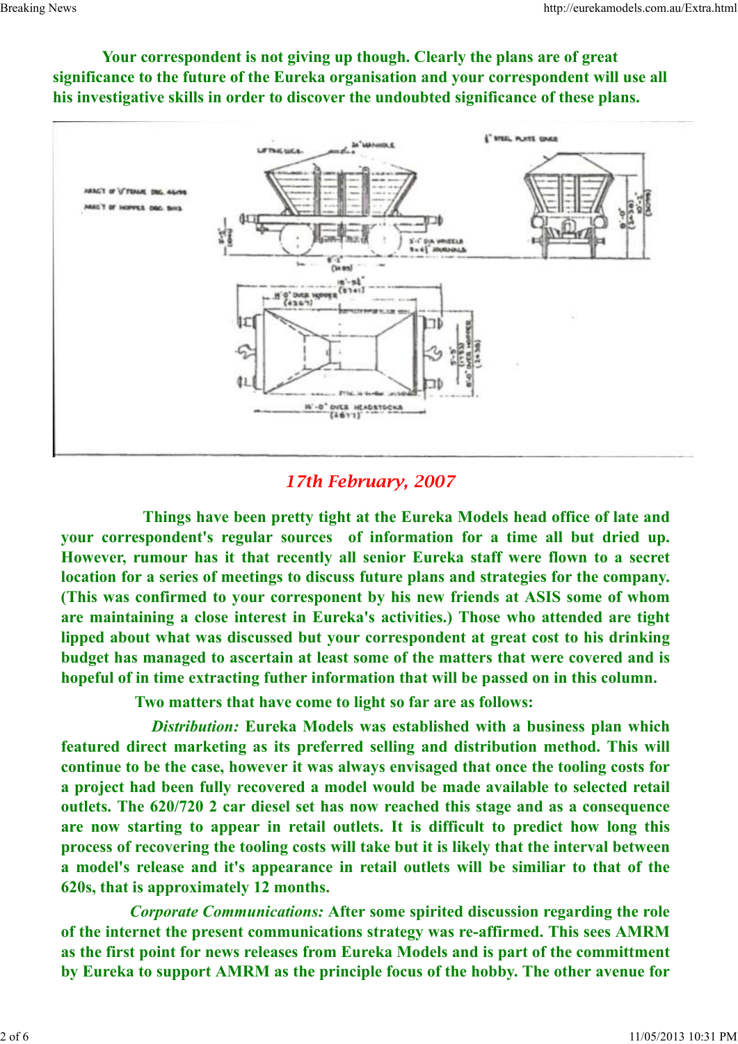**Your correspondent is not giving up though. Clearly the plans are of great significance to the future of the Eureka organisation and your correspondent will use all his investigative skills in order to discover the undoubted significance of these plans.**

## *17th February, 2007*

**Things have been pretty tight at the Eureka Models head office of late and your correspondent's regular sources of information for a time all but dried up. However, rumour has it that recently all senior Eureka staff were flown to a secret location for a series of meetings to discuss future plans and strategies for the company. (This was confirmed to your corresponent by his new friends at ASIS some of whom are maintaining a close interest in Eureka's activities.) Those who attended are tight lipped about what was discussed but your correspondent at great cost to his drinking budget has managed to ascertain at least some of the matters that were covered and is hopeful of in time extracting futher information that will be passed on in this column.**

**Two matters that have come to light so far are as follows:**

***Distribution:*** **Eureka Models was established with a business plan which featured direct marketing as its preferred selling and distribution method. This will continue to be the case, however it was always envisaged that once the tooling costs for a project had been fully recovered a model would be made available to selected retail outlets. The 620/720 2 car diesel set has now reached this stage and as a consequence are now starting to appear in retail outlets. It is difficult to predict how long this process of recovering the tooling costs will take but it is likely that the interval between a model's release and it's appearance in retail outlets will be similiar to that of the 620s, that is approximately 12 months.**

***Corporate Communications:*** **After some spirited discussion regarding the role of the internet the present communications strategy was re-affirmed. This sees AMRM as the first point for news releases from Eureka Models and is part of the committment by Eureka to support AMRM as the principle focus of the hobby. The other avenue for**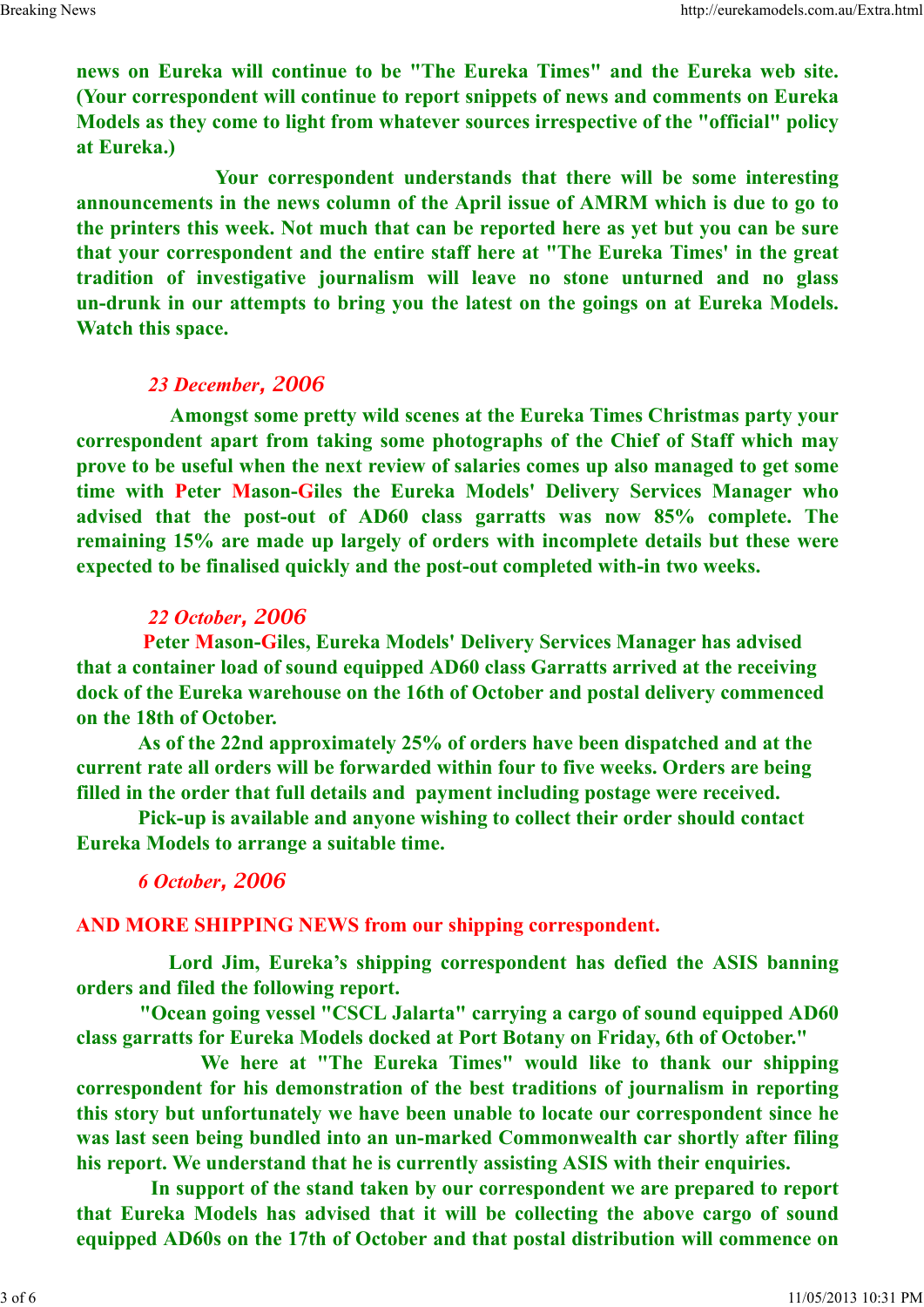**news on Eureka will continue to be "The Eureka Times" and the Eureka web site. (Your correspondent will continue to report snippets of news and comments on Eureka Models as they come to light from whatever sources irrespective of the "official" policy at Eureka.)**

**Your correspondent understands that there will be some interesting announcements in the news column of the April issue of AMRM which is due to go to the printers this week. Not much that can be reported here as yet but you can be sure that your correspondent and the entire staff here at "The Eureka Times' in the great tradition of investigative journalism will leave no stone unturned and no glass un-drunk in our attempts to bring you the latest on the goings on at Eureka Models. Watch this space.**

***23 December, 2006***

**Amongst some pretty wild scenes at the Eureka Times Christmas party your correspondent apart from taking some photographs of the Chief of Staff which may prove to be useful when the next review of salaries comes up also managed to get some time with Peter Mason-Giles the Eureka Models' Delivery Services Manager who advised that the post-out of AD60 class garratts was now 85% complete. The remaining 15% are made up largely of orders with incomplete details but these were expected to be finalised quickly and the post-out completed with-in two weeks.**

***22 October, 2006***

**Peter Mason-Giles, Eureka Models' Delivery Services Manager has advised that a container load of sound equipped AD60 class Garratts arrived at the receiving dock of the Eureka warehouse on the 16th of October and postal delivery commenced on the 18th of October.**

**As of the 22nd approximately 25% of orders have been dispatched and at the current rate all orders will be forwarded within four to five weeks. Orders are being filled in the order that full details and payment including postage were received.**

**Pick-up is available and anyone wishing to collect their order should contact Eureka Models to arrange a suitable time.**

***6 October, 2006***

**AND MORE SHIPPING NEWS from our shipping correspondent.**

**Lord Jim, Eureka's shipping correspondent has defied the ASIS banning orders and filed the following report.**

**"Ocean going vessel "CSCL Jalarta" carrying a cargo of sound equipped AD60 class garratts for Eureka Models docked at Port Botany on Friday, 6th of October."**

**We here at "The Eureka Times" would like to thank our shipping correspondent for his demonstration of the best traditions of journalism in reporting this story but unfortunately we have been unable to locate our correspondent since he was last seen being bundled into an un-marked Commonwealth car shortly after filing his report. We understand that he is currently assisting ASIS with their enquiries.**

**In support of the stand taken by our correspondent we are prepared to report that Eureka Models has advised that it will be collecting the above cargo of sound equipped AD60s on the 17th of October and that postal distribution will commence on**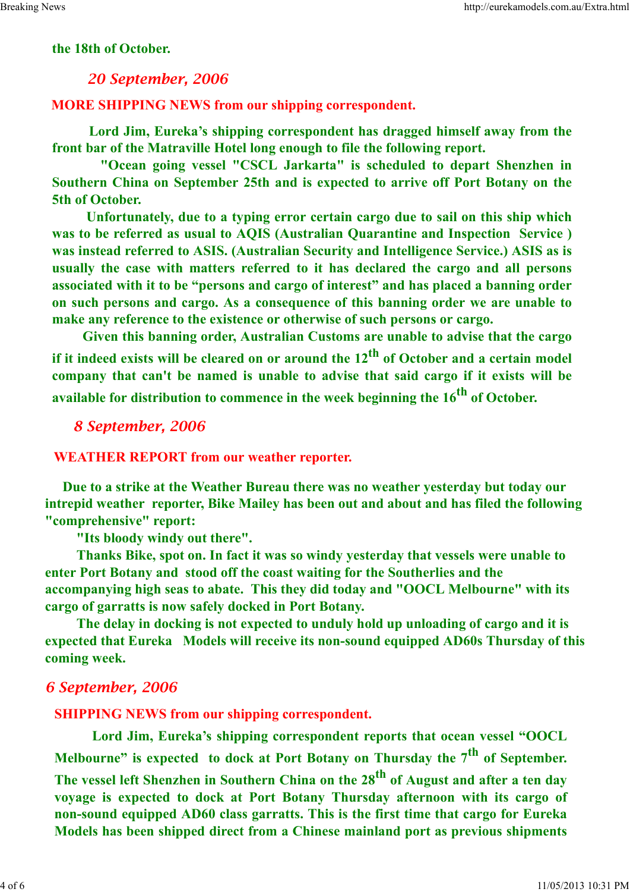**the 18th of October.**

*20 September, 2006*

**MORE SHIPPING NEWS from our shipping correspondent.**

**Lord Jim, Eureka's shipping correspondent has dragged himself away from the front bar of the Matraville Hotel long enough to file the following report.**

**"Ocean going vessel "CSCL Jarkarta" is scheduled to depart Shenzhen in Southern China on September 25th and is expected to arrive off Port Botany on the 5th of October.**

**Unfortunately, due to a typing error certain cargo due to sail on this ship which was to be referred as usual to AQIS (Australian Quarantine and Inspection Service ) was instead referred to ASIS. (Australian Security and Intelligence Service.) ASIS as is usually the case with matters referred to it has declared the cargo and all persons associated with it to be "persons and cargo of interest" and has placed a banning order on such persons and cargo. As a consequence of this banning order we are unable to make any reference to the existence or otherwise of such persons or cargo.**

**Given this banning order, Australian Customs are unable to advise that the cargo if it indeed exists will be cleared on or around the 12th of October and a certain model company that can't be named is unable to advise that said cargo if it exists will be available for distribution to commence in the week beginning the 16th of October.**

*8 September, 2006*

**WEATHER REPORT from our weather reporter.**

**Due to a strike at the Weather Bureau there was no weather yesterday but today our intrepid weather reporter, Bike Mailey has been out and about and has filed the following "comprehensive" report:**

**"Its bloody windy out there".**

**Thanks Bike, spot on. In fact it was so windy yesterday that vessels were unable to enter Port Botany and stood off the coast waiting for the Southerlies and the accompanying high seas to abate. This they did today and "OOCL Melbourne" with its cargo of garratts is now safely docked in Port Botany.**

**The delay in docking is not expected to unduly hold up unloading of cargo and it is expected that Eureka Models will receive its non-sound equipped AD60s Thursday of this coming week.**

*6 September, 2006*

**SHIPPING NEWS from our shipping correspondent.**

**Lord Jim, Eureka's shipping correspondent reports that ocean vessel "OOCL Melbourne" is expected to dock at Port Botany on Thursday the 7th of September. The vessel left Shenzhen in Southern China on the 28th of August and after a ten day voyage is expected to dock at Port Botany Thursday afternoon with its cargo of non-sound equipped AD60 class garratts. This is the first time that cargo for Eureka Models has been shipped direct from a Chinese mainland port as previous shipments**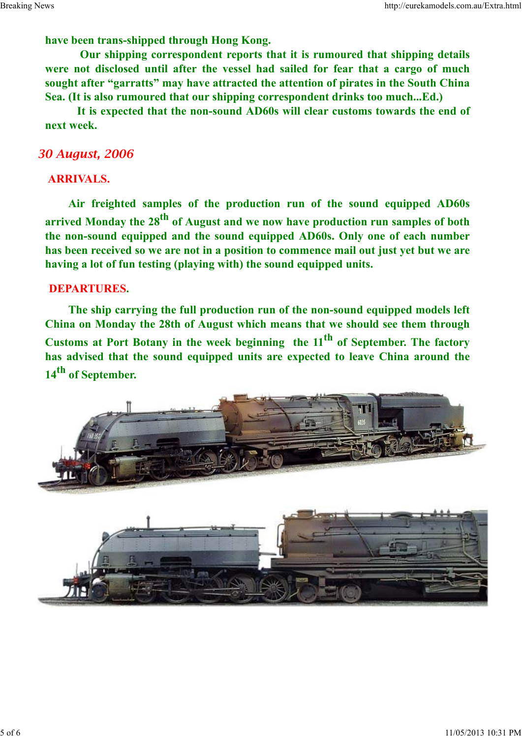have been trans-shipped through Hong Kong.

Our shipping correspondent reports that it is rumoured that shipping details were not disclosed until after the vessel had sailed for fear that a cargo of much sought after "garratts" may have attracted the attention of pirates in the South China Sea. (It is also rumoured that our shipping correspondent drinks too much...Ed.)

It is expected that the non-sound AD60s will clear customs towards the end of next week.

## *30 August, 2006*

### ARRIVALS.

Air freighted samples of the production run of the sound equipped AD60s arrived Monday the 28th of August and we now have production run samples of both the non-sound equipped and the sound equipped AD60s. Only one of each number has been received so we are not in a position to commence mail out just yet but we are having a lot of fun testing (playing with) the sound equipped units.

### DEPARTURES.

The ship carrying the full production run of the non-sound equipped models left China on Monday the 28th of August which means that we should see them through Customs at Port Botany in the week beginning the 11th of September. The factory has advised that the sound equipped units are expected to leave China around the 14th of September.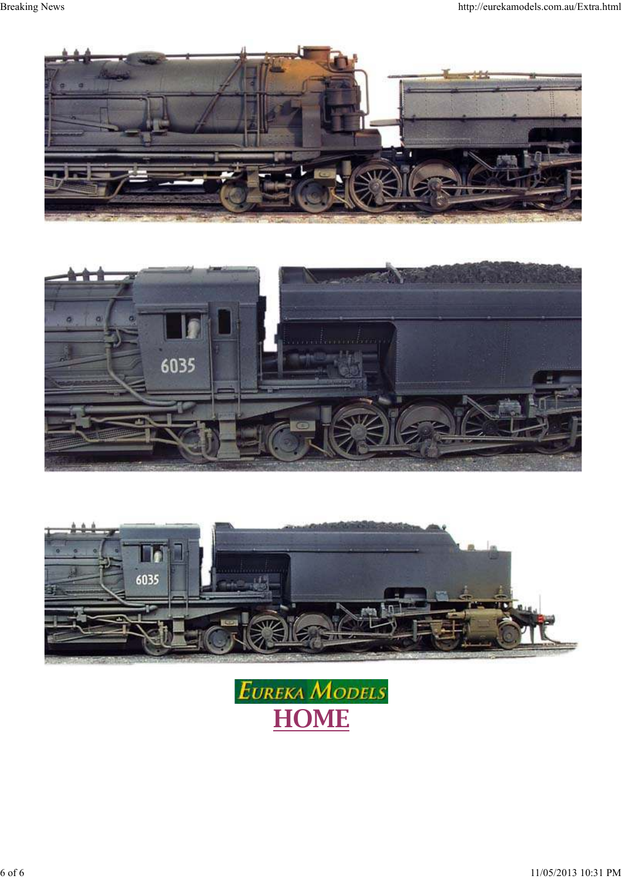EUREKA MODELS

HOME